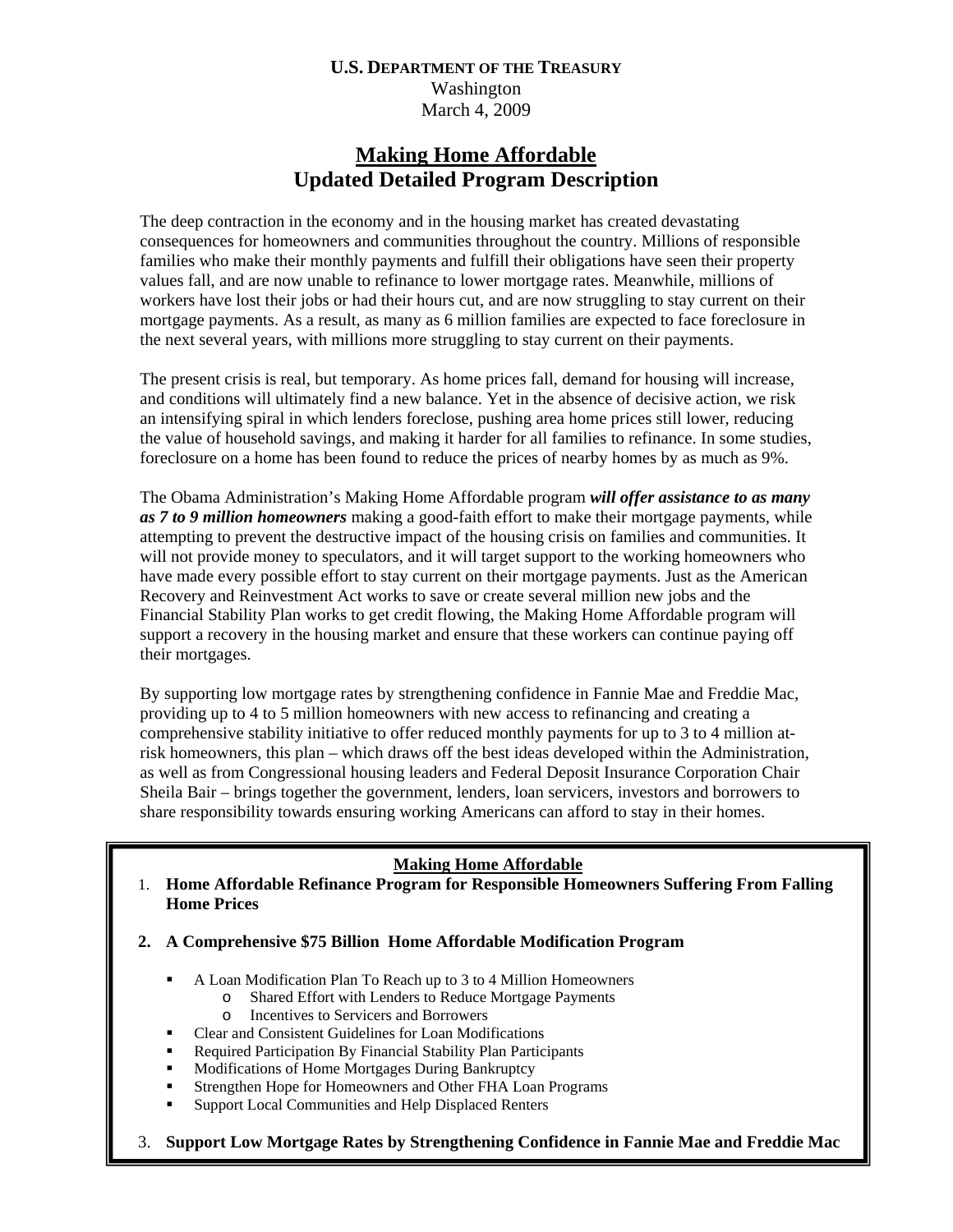**U.S. DEPARTMENT OF THE TREASURY**
Washington
March 4, 2009

# Making Home Affordable
# Updated Detailed Program Description

The deep contraction in the economy and in the housing market has created devastating consequences for homeowners and communities throughout the country. Millions of responsible families who make their monthly payments and fulfill their obligations have seen their property values fall, and are now unable to refinance to lower mortgage rates. Meanwhile, millions of workers have lost their jobs or had their hours cut, and are now struggling to stay current on their mortgage payments. As a result, as many as 6 million families are expected to face foreclosure in the next several years, with millions more struggling to stay current on their payments.

The present crisis is real, but temporary. As home prices fall, demand for housing will increase, and conditions will ultimately find a new balance. Yet in the absence of decisive action, we risk an intensifying spiral in which lenders foreclose, pushing area home prices still lower, reducing the value of household savings, and making it harder for all families to refinance. In some studies, foreclosure on a home has been found to reduce the prices of nearby homes by as much as 9%.

The Obama Administration's Making Home Affordable program ***will offer assistance to as many as 7 to 9 million homeowners*** making a good-faith effort to make their mortgage payments, while attempting to prevent the destructive impact of the housing crisis on families and communities. It will not provide money to speculators, and it will target support to the working homeowners who have made every possible effort to stay current on their mortgage payments. Just as the American Recovery and Reinvestment Act works to save or create several million new jobs and the Financial Stability Plan works to get credit flowing, the Making Home Affordable program will support a recovery in the housing market and ensure that these workers can continue paying off their mortgages.

By supporting low mortgage rates by strengthening confidence in Fannie Mae and Freddie Mac, providing up to 4 to 5 million homeowners with new access to refinancing and creating a comprehensive stability initiative to offer reduced monthly payments for up to 3 to 4 million at-risk homeowners, this plan – which draws off the best ideas developed within the Administration, as well as from Congressional housing leaders and Federal Deposit Insurance Corporation Chair Sheila Bair – brings together the government, lenders, loan servicers, investors and borrowers to share responsibility towards ensuring working Americans can afford to stay in their homes.

**Making Home Affordable**

1. **Home Affordable Refinance Program for Responsible Homeowners Suffering From Falling Home Prices**
2. **A Comprehensive $75 Billion Home Affordable Modification Program**
   - A Loan Modification Plan To Reach up to 3 to 4 Million Homeowners
     - Shared Effort with Lenders to Reduce Mortgage Payments
     - Incentives to Servicers and Borrowers
   - Clear and Consistent Guidelines for Loan Modifications
   - Required Participation By Financial Stability Plan Participants
   - Modifications of Home Mortgages During Bankruptcy
   - Strengthen Hope for Homeowners and Other FHA Loan Programs
   - Support Local Communities and Help Displaced Renters
3. **Support Low Mortgage Rates by Strengthening Confidence in Fannie Mae and Freddie Mac**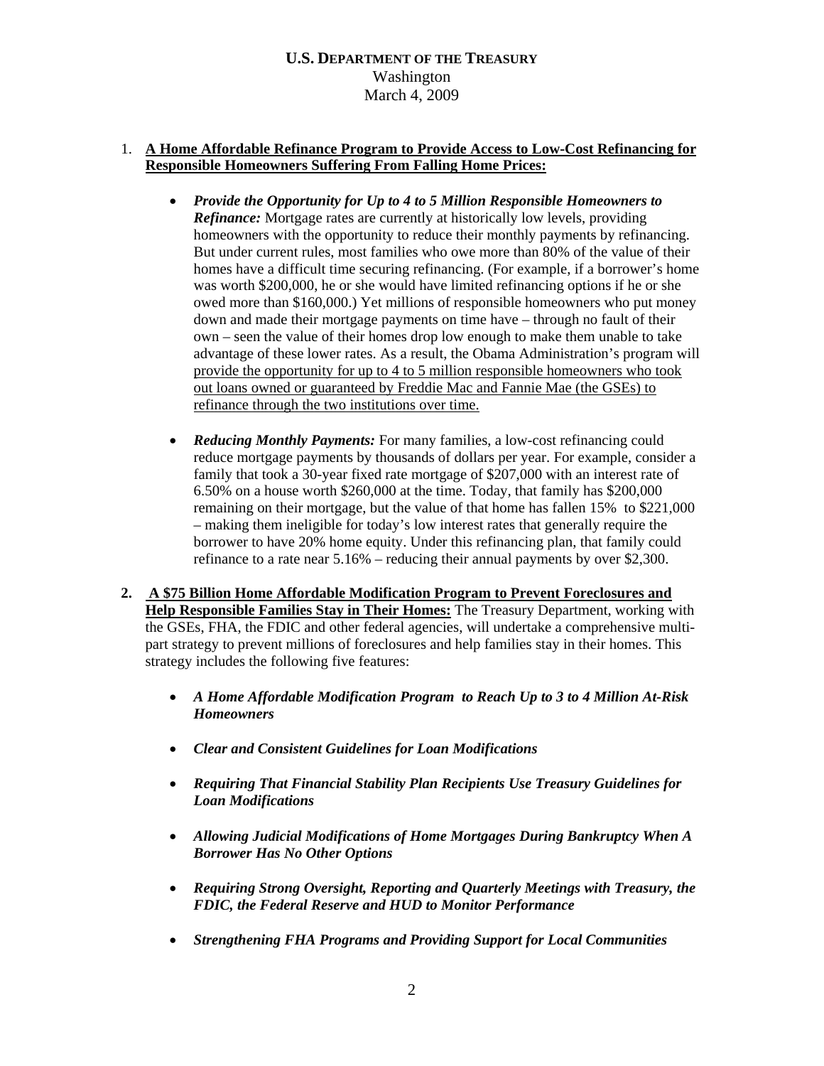**U.S. DEPARTMENT OF THE TREASURY**
Washington
March 4, 2009

1. **A Home Affordable Refinance Program to Provide Access to Low-Cost Refinancing for Responsible Homeowners Suffering From Falling Home Prices:**

    - ***Provide the Opportunity for Up to 4 to 5 Million Responsible Homeowners to Refinance:*** Mortgage rates are currently at historically low levels, providing homeowners with the opportunity to reduce their monthly payments by refinancing. But under current rules, most families who owe more than 80% of the value of their homes have a difficult time securing refinancing. (For example, if a borrower's home was worth $200,000, he or she would have limited refinancing options if he or she owed more than $160,000.) Yet millions of responsible homeowners who put money down and made their mortgage payments on time have – through no fault of their own – seen the value of their homes drop low enough to make them unable to take advantage of these lower rates. As a result, the Obama Administration's program will provide the opportunity for up to 4 to 5 million responsible homeowners who took out loans owned or guaranteed by Freddie Mac and Fannie Mae (the GSEs) to refinance through the two institutions over time.

    - ***Reducing Monthly Payments:*** For many families, a low-cost refinancing could reduce mortgage payments by thousands of dollars per year. For example, consider a family that took a 30-year fixed rate mortgage of $207,000 with an interest rate of 6.50% on a house worth $260,000 at the time. Today, that family has $200,000 remaining on their mortgage, but the value of that home has fallen 15% to $221,000 – making them ineligible for today's low interest rates that generally require the borrower to have 20% home equity. Under this refinancing plan, that family could refinance to a rate near 5.16% – reducing their annual payments by over $2,300.

2. **A $75 Billion Home Affordable Modification Program to Prevent Foreclosures and Help Responsible Families Stay in Their Homes:** The Treasury Department, working with the GSEs, FHA, the FDIC and other federal agencies, will undertake a comprehensive multi-part strategy to prevent millions of foreclosures and help families stay in their homes. This strategy includes the following five features:

    - ***A Home Affordable Modification Program to Reach Up to 3 to 4 Million At-Risk Homeowners***

    - ***Clear and Consistent Guidelines for Loan Modifications***

    - ***Requiring That Financial Stability Plan Recipients Use Treasury Guidelines for Loan Modifications***

    - ***Allowing Judicial Modifications of Home Mortgages During Bankruptcy When A Borrower Has No Other Options***

    - ***Requiring Strong Oversight, Reporting and Quarterly Meetings with Treasury, the FDIC, the Federal Reserve and HUD to Monitor Performance***

    - ***Strengthening FHA Programs and Providing Support for Local Communities***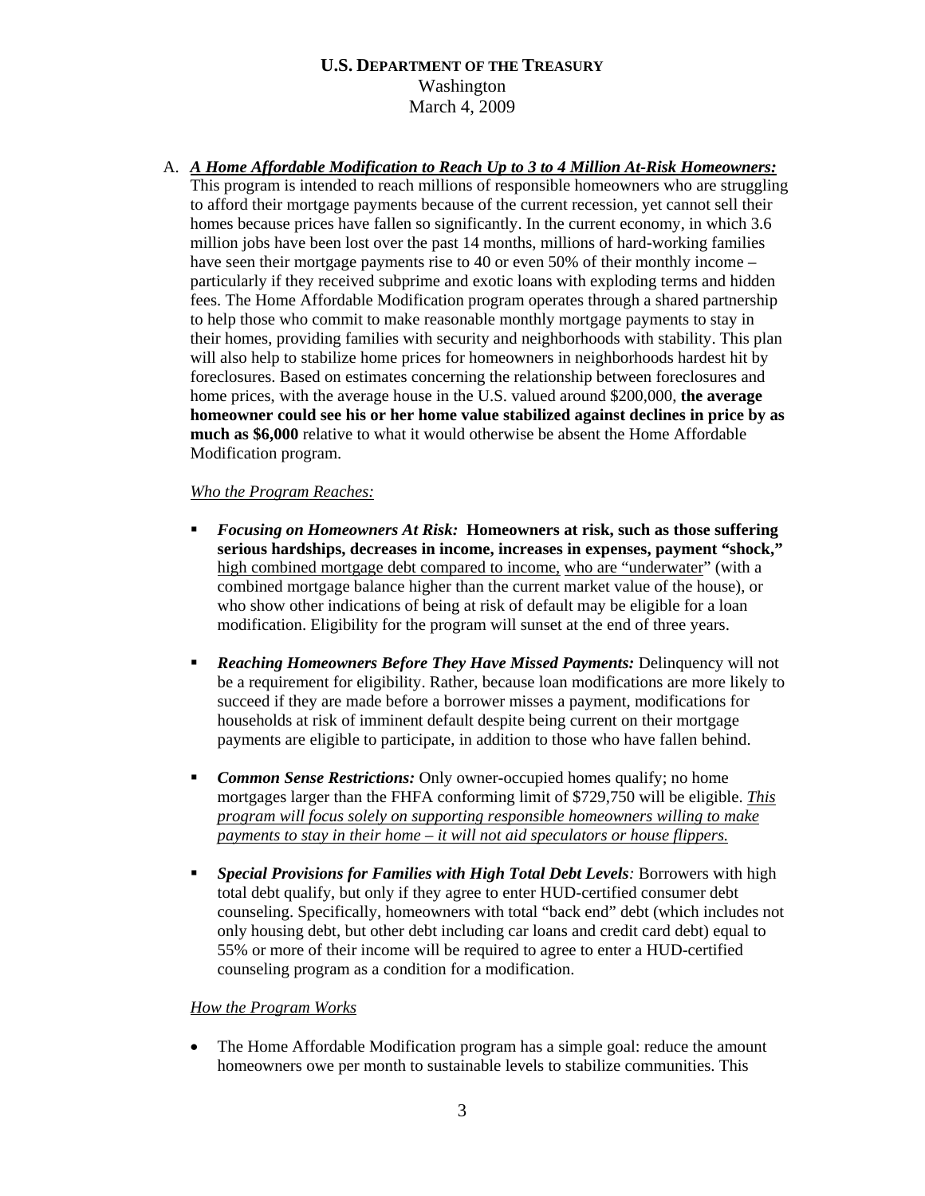**U.S. DEPARTMENT OF THE TREASURY**
Washington
March 4, 2009

A. ***A Home Affordable Modification to Reach Up to 3 to 4 Million At-Risk Homeowners:***
This program is intended to reach millions of responsible homeowners who are struggling to afford their mortgage payments because of the current recession, yet cannot sell their homes because prices have fallen so significantly. In the current economy, in which 3.6 million jobs have been lost over the past 14 months, millions of hard-working families have seen their mortgage payments rise to 40 or even 50% of their monthly income – particularly if they received subprime and exotic loans with exploding terms and hidden fees. The Home Affordable Modification program operates through a shared partnership to help those who commit to make reasonable monthly mortgage payments to stay in their homes, providing families with security and neighborhoods with stability. This plan will also help to stabilize home prices for homeowners in neighborhoods hardest hit by foreclosures. Based on estimates concerning the relationship between foreclosures and home prices, with the average house in the U.S. valued around $200,000, **the average homeowner could see his or her home value stabilized against declines in price by as much as $6,000** relative to what it would otherwise be absent the Home Affordable Modification program.

*Who the Program Reaches:*

- ***Focusing on Homeowners At Risk:*** **Homeowners at risk, such as those suffering serious hardships, decreases in income, increases in expenses, payment "shock,"** high combined mortgage debt compared to income, who are "underwater" (with a combined mortgage balance higher than the current market value of the house), or who show other indications of being at risk of default may be eligible for a loan modification. Eligibility for the program will sunset at the end of three years.

- ***Reaching Homeowners Before They Have Missed Payments:*** Delinquency will not be a requirement for eligibility. Rather, because loan modifications are more likely to succeed if they are made before a borrower misses a payment, modifications for households at risk of imminent default despite being current on their mortgage payments are eligible to participate, in addition to those who have fallen behind.

- ***Common Sense Restrictions:*** Only owner-occupied homes qualify; no home mortgages larger than the FHFA conforming limit of $729,750 will be eligible. *This program will focus solely on supporting responsible homeowners willing to make payments to stay in their home – it will not aid speculators or house flippers.*

- ***Special Provisions for Families with High Total Debt Levels:*** Borrowers with high total debt qualify, but only if they agree to enter HUD-certified consumer debt counseling. Specifically, homeowners with total "back end" debt (which includes not only housing debt, but other debt including car loans and credit card debt) equal to 55% or more of their income will be required to agree to enter a HUD-certified counseling program as a condition for a modification.

*How the Program Works*

- The Home Affordable Modification program has a simple goal: reduce the amount homeowners owe per month to sustainable levels to stabilize communities. This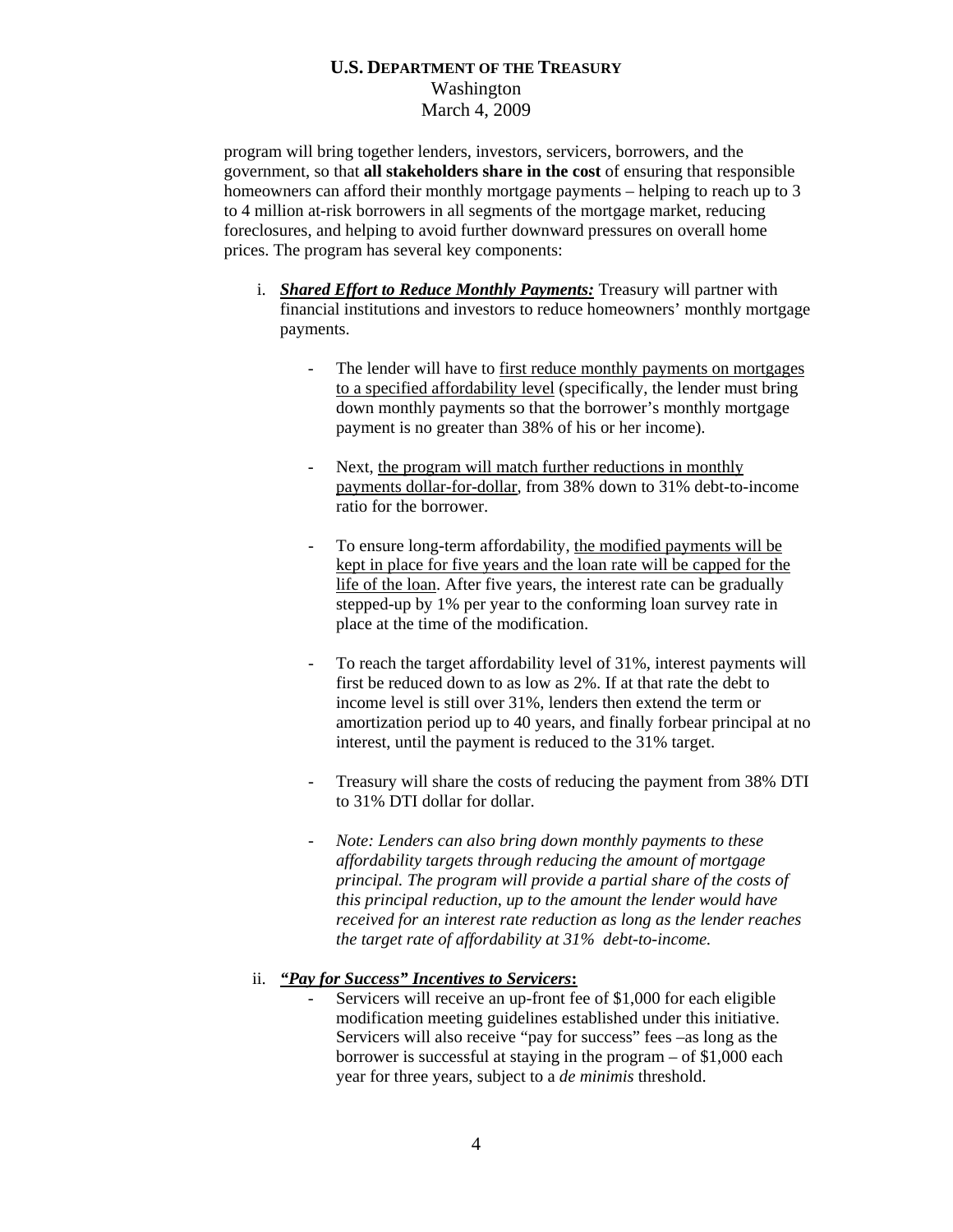program will bring together lenders, investors, servicers, borrowers, and the government, so that **all stakeholders share in the cost** of ensuring that responsible homeowners can afford their monthly mortgage payments – helping to reach up to 3 to 4 million at-risk borrowers in all segments of the mortgage market, reducing foreclosures, and helping to avoid further downward pressures on overall home prices. The program has several key components:

i. ***Shared Effort to Reduce Monthly Payments:*** Treasury will partner with financial institutions and investors to reduce homeowners' monthly mortgage payments.

   - The lender will have to first reduce monthly payments on mortgages to a specified affordability level (specifically, the lender must bring down monthly payments so that the borrower's monthly mortgage payment is no greater than 38% of his or her income).

   - Next, the program will match further reductions in monthly payments dollar-for-dollar, from 38% down to 31% debt-to-income ratio for the borrower.

   - To ensure long-term affordability, the modified payments will be kept in place for five years and the loan rate will be capped for the life of the loan. After five years, the interest rate can be gradually stepped-up by 1% per year to the conforming loan survey rate in place at the time of the modification.

   - To reach the target affordability level of 31%, interest payments will first be reduced down to as low as 2%. If at that rate the debt to income level is still over 31%, lenders then extend the term or amortization period up to 40 years, and finally forbear principal at no interest, until the payment is reduced to the 31% target.

   - Treasury will share the costs of reducing the payment from 38% DTI to 31% DTI dollar for dollar.

   - *Note: Lenders can also bring down monthly payments to these affordability targets through reducing the amount of mortgage principal. The program will provide a partial share of the costs of this principal reduction, up to the amount the lender would have received for an interest rate reduction as long as the lender reaches the target rate of affordability at 31% debt-to-income.*

ii. ***"Pay for Success" Incentives to Servicers*:**

   - Servicers will receive an up-front fee of $1,000 for each eligible modification meeting guidelines established under this initiative. Servicers will also receive "pay for success" fees –as long as the borrower is successful at staying in the program – of $1,000 each year for three years, subject to a *de minimis* threshold.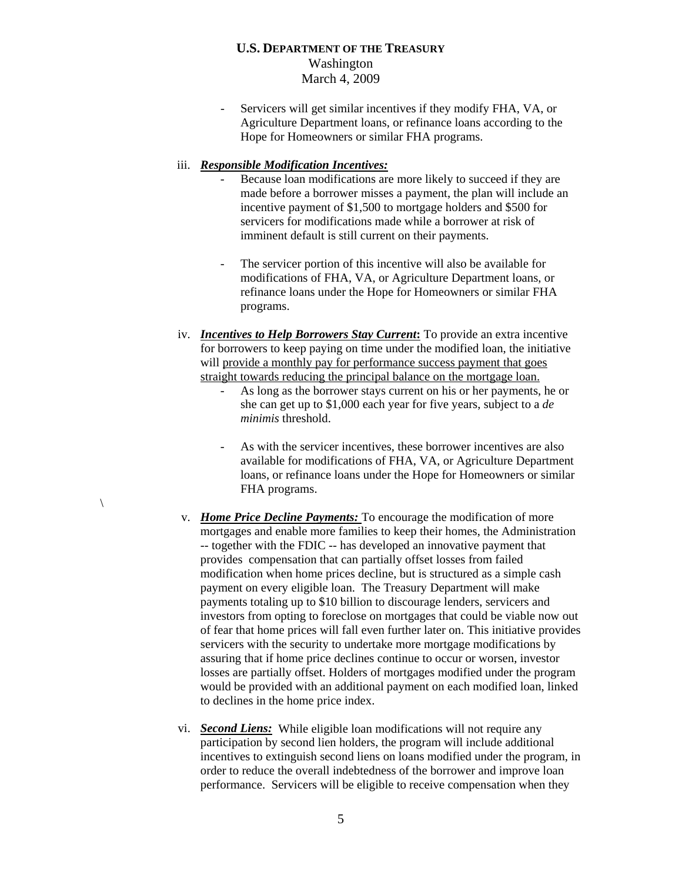- Servicers will get similar incentives if they modify FHA, VA, or Agriculture Department loans, or refinance loans according to the Hope for Homeowners or similar FHA programs.

iii. ***Responsible Modification Incentives:***

- Because loan modifications are more likely to succeed if they are made before a borrower misses a payment, the plan will include an incentive payment of $1,500 to mortgage holders and $500 for servicers for modifications made while a borrower at risk of imminent default is still current on their payments.

- The servicer portion of this incentive will also be available for modifications of FHA, VA, or Agriculture Department loans, or refinance loans under the Hope for Homeowners or similar FHA programs.

iv. ***Incentives to Help Borrowers Stay Current*:** To provide an extra incentive for borrowers to keep paying on time under the modified loan, the initiative will <u>provide a monthly pay for performance success payment that goes straight towards reducing the principal balance on the mortgage loan.</u>

- As long as the borrower stays current on his or her payments, he or she can get up to $1,000 each year for five years, subject to a *de minimis* threshold.

- As with the servicer incentives, these borrower incentives are also available for modifications of FHA, VA, or Agriculture Department loans, or refinance loans under the Hope for Homeowners or similar FHA programs.

\

v. ***Home Price Decline Payments:*** To encourage the modification of more mortgages and enable more families to keep their homes, the Administration -- together with the FDIC -- has developed an innovative payment that provides compensation that can partially offset losses from failed modification when home prices decline, but is structured as a simple cash payment on every eligible loan. The Treasury Department will make payments totaling up to $10 billion to discourage lenders, servicers and investors from opting to foreclose on mortgages that could be viable now out of fear that home prices will fall even further later on. This initiative provides servicers with the security to undertake more mortgage modifications by assuring that if home price declines continue to occur or worsen, investor losses are partially offset. Holders of mortgages modified under the program would be provided with an additional payment on each modified loan, linked to declines in the home price index.

vi. ***Second Liens:*** While eligible loan modifications will not require any participation by second lien holders, the program will include additional incentives to extinguish second liens on loans modified under the program, in order to reduce the overall indebtedness of the borrower and improve loan performance. Servicers will be eligible to receive compensation when they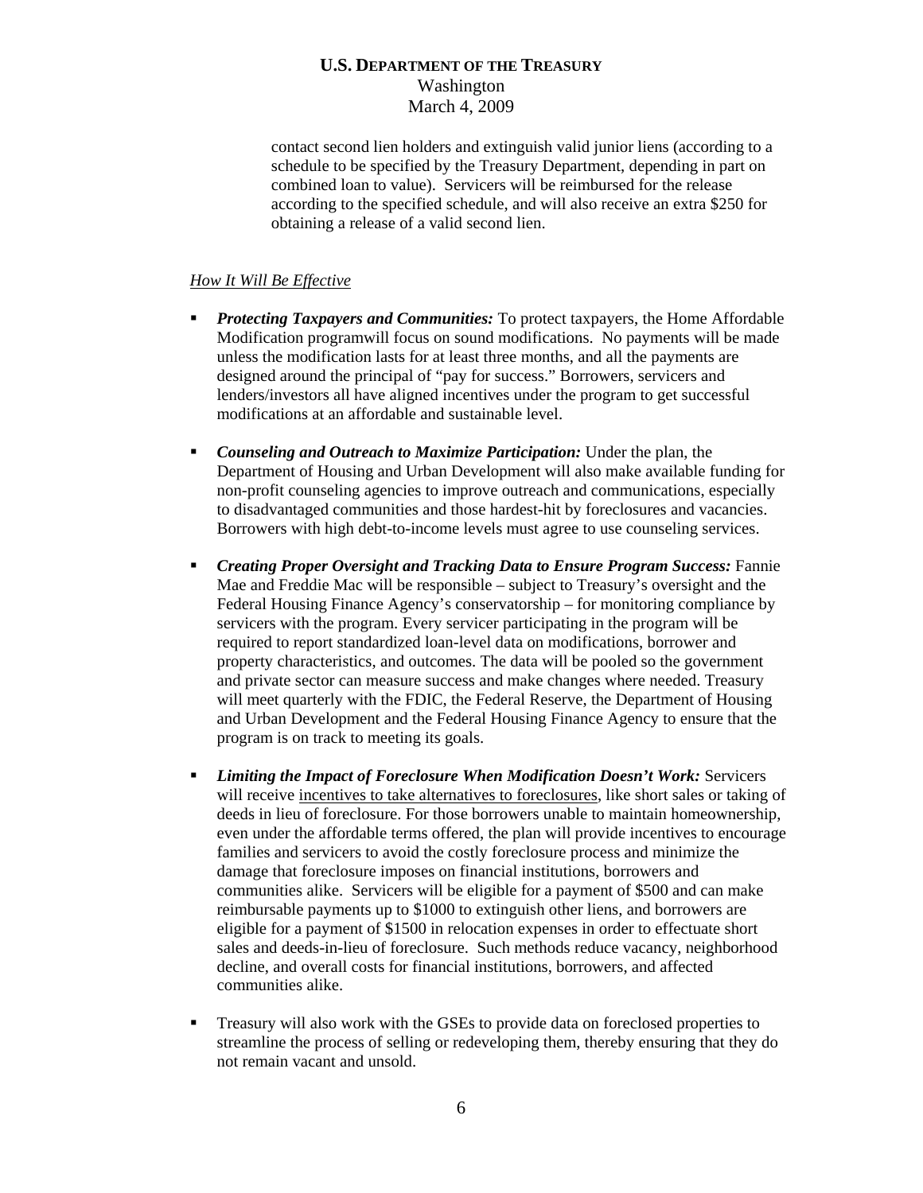contact second lien holders and extinguish valid junior liens (according to a schedule to be specified by the Treasury Department, depending in part on combined loan to value). Servicers will be reimbursed for the release according to the specified schedule, and will also receive an extra $250 for obtaining a release of a valid second lien.

*How It Will Be Effective*

- ***Protecting Taxpayers and Communities:*** To protect taxpayers, the Home Affordable Modification programwill focus on sound modifications. No payments will be made unless the modification lasts for at least three months, and all the payments are designed around the principal of "pay for success." Borrowers, servicers and lenders/investors all have aligned incentives under the program to get successful modifications at an affordable and sustainable level.

- ***Counseling and Outreach to Maximize Participation:*** Under the plan, the Department of Housing and Urban Development will also make available funding for non-profit counseling agencies to improve outreach and communications, especially to disadvantaged communities and those hardest-hit by foreclosures and vacancies. Borrowers with high debt-to-income levels must agree to use counseling services.

- ***Creating Proper Oversight and Tracking Data to Ensure Program Success:*** Fannie Mae and Freddie Mac will be responsible – subject to Treasury's oversight and the Federal Housing Finance Agency's conservatorship – for monitoring compliance by servicers with the program. Every servicer participating in the program will be required to report standardized loan-level data on modifications, borrower and property characteristics, and outcomes. The data will be pooled so the government and private sector can measure success and make changes where needed. Treasury will meet quarterly with the FDIC, the Federal Reserve, the Department of Housing and Urban Development and the Federal Housing Finance Agency to ensure that the program is on track to meeting its goals.

- ***Limiting the Impact of Foreclosure When Modification Doesn't Work:*** Servicers will receive incentives to take alternatives to foreclosures, like short sales or taking of deeds in lieu of foreclosure. For those borrowers unable to maintain homeownership, even under the affordable terms offered, the plan will provide incentives to encourage families and servicers to avoid the costly foreclosure process and minimize the damage that foreclosure imposes on financial institutions, borrowers and communities alike. Servicers will be eligible for a payment of $500 and can make reimbursable payments up to $1000 to extinguish other liens, and borrowers are eligible for a payment of $1500 in relocation expenses in order to effectuate short sales and deeds-in-lieu of foreclosure. Such methods reduce vacancy, neighborhood decline, and overall costs for financial institutions, borrowers, and affected communities alike.

- Treasury will also work with the GSEs to provide data on foreclosed properties to streamline the process of selling or redeveloping them, thereby ensuring that they do not remain vacant and unsold.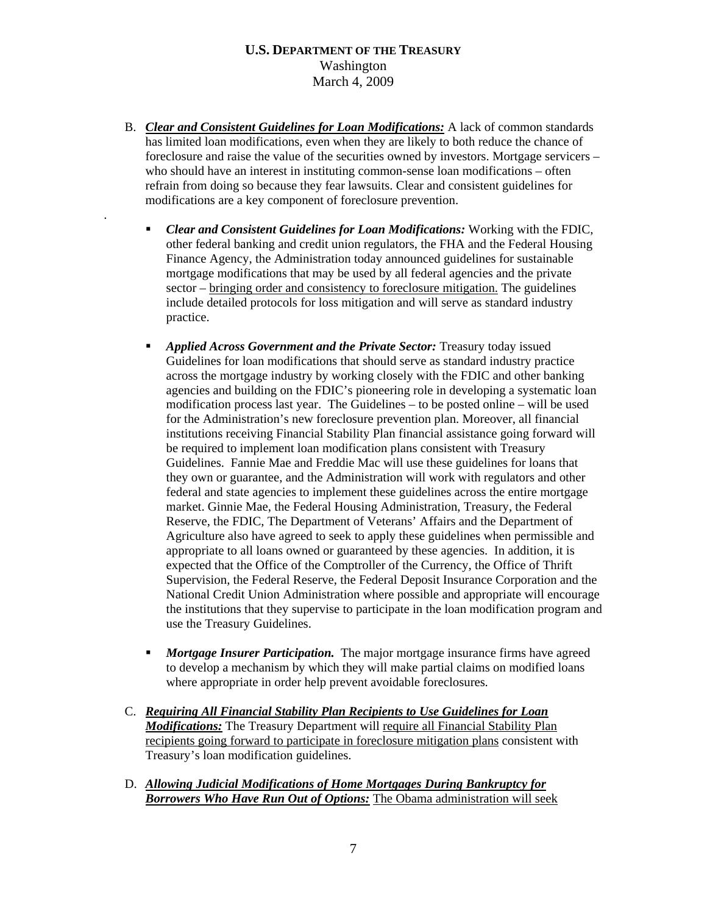B. ***Clear and Consistent Guidelines for Loan Modifications:*** A lack of common standards has limited loan modifications, even when they are likely to both reduce the chance of foreclosure and raise the value of the securities owned by investors. Mortgage servicers – who should have an interest in instituting common-sense loan modifications – often refrain from doing so because they fear lawsuits. Clear and consistent guidelines for modifications are a key component of foreclosure prevention.

- ***Clear and Consistent Guidelines for Loan Modifications:*** Working with the FDIC, other federal banking and credit union regulators, the FHA and the Federal Housing Finance Agency, the Administration today announced guidelines for sustainable mortgage modifications that may be used by all federal agencies and the private sector – bringing order and consistency to foreclosure mitigation. The guidelines include detailed protocols for loss mitigation and will serve as standard industry practice.

- ***Applied Across Government and the Private Sector:*** Treasury today issued Guidelines for loan modifications that should serve as standard industry practice across the mortgage industry by working closely with the FDIC and other banking agencies and building on the FDIC's pioneering role in developing a systematic loan modification process last year. The Guidelines – to be posted online – will be used for the Administration's new foreclosure prevention plan. Moreover, all financial institutions receiving Financial Stability Plan financial assistance going forward will be required to implement loan modification plans consistent with Treasury Guidelines. Fannie Mae and Freddie Mac will use these guidelines for loans that they own or guarantee, and the Administration will work with regulators and other federal and state agencies to implement these guidelines across the entire mortgage market. Ginnie Mae, the Federal Housing Administration, Treasury, the Federal Reserve, the FDIC, The Department of Veterans' Affairs and the Department of Agriculture also have agreed to seek to apply these guidelines when permissible and appropriate to all loans owned or guaranteed by these agencies. In addition, it is expected that the Office of the Comptroller of the Currency, the Office of Thrift Supervision, the Federal Reserve, the Federal Deposit Insurance Corporation and the National Credit Union Administration where possible and appropriate will encourage the institutions that they supervise to participate in the loan modification program and use the Treasury Guidelines.

- ***Mortgage Insurer Participation.*** The major mortgage insurance firms have agreed to develop a mechanism by which they will make partial claims on modified loans where appropriate in order help prevent avoidable foreclosures.

C. ***Requiring All Financial Stability Plan Recipients to Use Guidelines for Loan Modifications:*** The Treasury Department will require all Financial Stability Plan recipients going forward to participate in foreclosure mitigation plans consistent with Treasury's loan modification guidelines.

D. ***Allowing Judicial Modifications of Home Mortgages During Bankruptcy for Borrowers Who Have Run Out of Options:*** The Obama administration will seek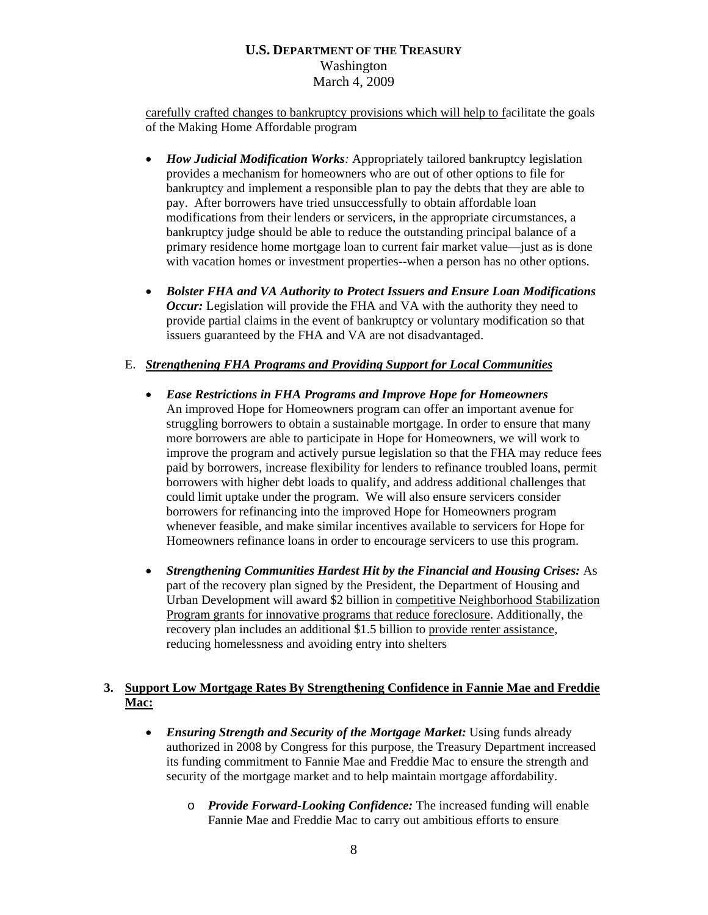carefully crafted changes to bankruptcy provisions which will help to facilitate the goals of the Making Home Affordable program

- ***How Judicial Modification Works**:* Appropriately tailored bankruptcy legislation provides a mechanism for homeowners who are out of other options to file for bankruptcy and implement a responsible plan to pay the debts that they are able to pay. After borrowers have tried unsuccessfully to obtain affordable loan modifications from their lenders or servicers, in the appropriate circumstances, a bankruptcy judge should be able to reduce the outstanding principal balance of a primary residence home mortgage loan to current fair market value—just as is done with vacation homes or investment properties--when a person has no other options.

- ***Bolster FHA and VA Authority to Protect Issuers and Ensure Loan Modifications Occur:*** Legislation will provide the FHA and VA with the authority they need to provide partial claims in the event of bankruptcy or voluntary modification so that issuers guaranteed by the FHA and VA are not disadvantaged.

E. ***Strengthening FHA Programs and Providing Support for Local Communities***

- ***Ease Restrictions in FHA Programs and Improve Hope for Homeowners*** An improved Hope for Homeowners program can offer an important avenue for struggling borrowers to obtain a sustainable mortgage. In order to ensure that many more borrowers are able to participate in Hope for Homeowners, we will work to improve the program and actively pursue legislation so that the FHA may reduce fees paid by borrowers, increase flexibility for lenders to refinance troubled loans, permit borrowers with higher debt loads to qualify, and address additional challenges that could limit uptake under the program. We will also ensure servicers consider borrowers for refinancing into the improved Hope for Homeowners program whenever feasible, and make similar incentives available to servicers for Hope for Homeowners refinance loans in order to encourage servicers to use this program.

- ***Strengthening Communities Hardest Hit by the Financial and Housing Crises:*** As part of the recovery plan signed by the President, the Department of Housing and Urban Development will award $2 billion in competitive Neighborhood Stabilization Program grants for innovative programs that reduce foreclosure. Additionally, the recovery plan includes an additional $1.5 billion to provide renter assistance, reducing homelessness and avoiding entry into shelters

## 3. Support Low Mortgage Rates By Strengthening Confidence in Fannie Mae and Freddie Mac:

- ***Ensuring Strength and Security of the Mortgage Market:*** Using funds already authorized in 2008 by Congress for this purpose, the Treasury Department increased its funding commitment to Fannie Mae and Freddie Mac to ensure the strength and security of the mortgage market and to help maintain mortgage affordability.
  - ***Provide Forward-Looking Confidence:*** The increased funding will enable Fannie Mae and Freddie Mac to carry out ambitious efforts to ensure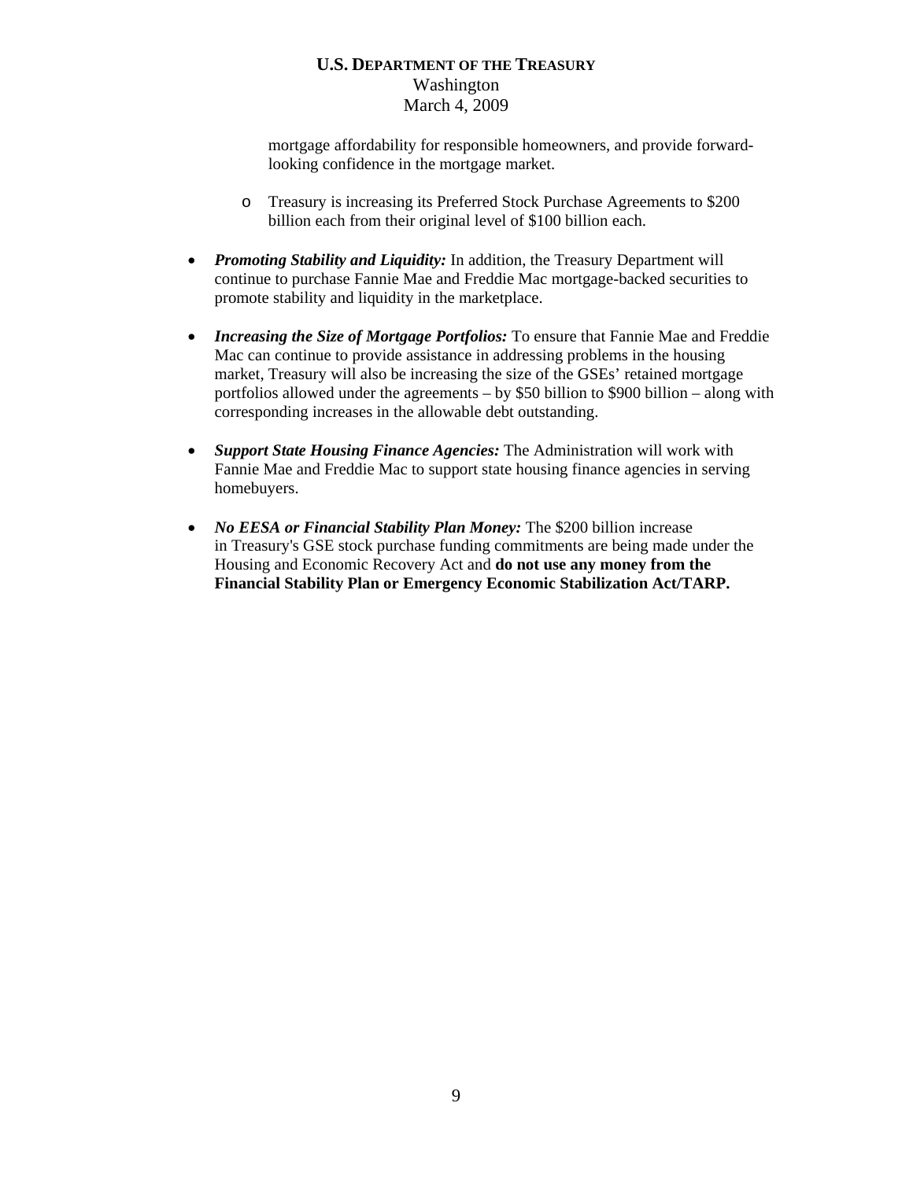mortgage affordability for responsible homeowners, and provide forward-looking confidence in the mortgage market.

  - Treasury is increasing its Preferred Stock Purchase Agreements to $200 billion each from their original level of $100 billion each.

- ***Promoting Stability and Liquidity:*** In addition, the Treasury Department will continue to purchase Fannie Mae and Freddie Mac mortgage-backed securities to promote stability and liquidity in the marketplace.

- ***Increasing the Size of Mortgage Portfolios:*** To ensure that Fannie Mae and Freddie Mac can continue to provide assistance in addressing problems in the housing market, Treasury will also be increasing the size of the GSEs' retained mortgage portfolios allowed under the agreements – by $50 billion to $900 billion – along with corresponding increases in the allowable debt outstanding.

- ***Support State Housing Finance Agencies:*** The Administration will work with Fannie Mae and Freddie Mac to support state housing finance agencies in serving homebuyers.

- ***No EESA or Financial Stability Plan Money:*** The $200 billion increase in Treasury's GSE stock purchase funding commitments are being made under the Housing and Economic Recovery Act and **do not use any money from the Financial Stability Plan or Emergency Economic Stabilization Act/TARP.**